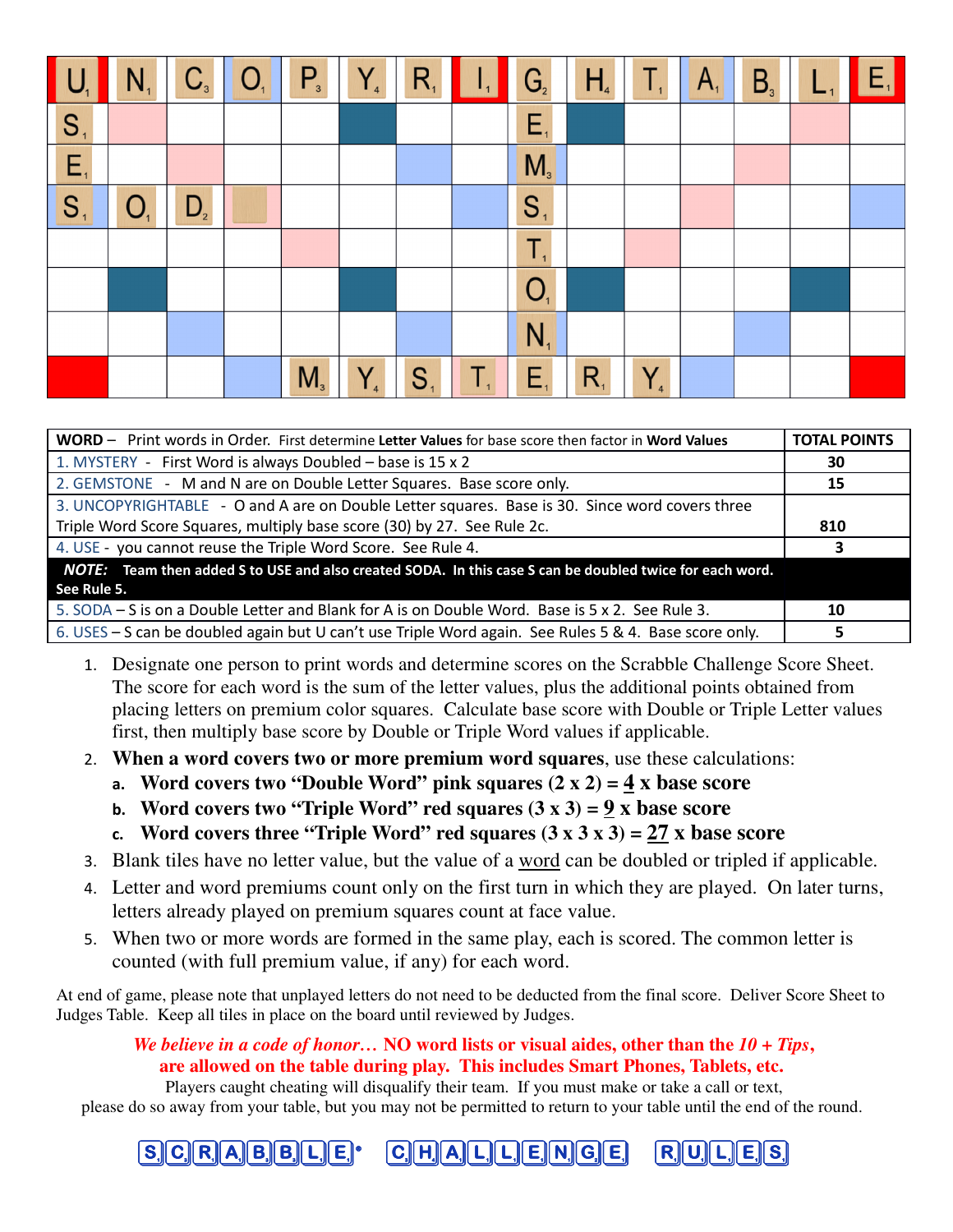| U | N | C | O | P | Y | R | I | G | H | T | A | B | L | E |
|---|---|---|---|---|---|---|---|---|---|---|---|---|---|---|
| S | | | | | | | | E | | | | | | |
| E | | | | | | | | M | | | | | | |
| S | O | D | | | | | | S | | | | | | |
| | | | | | | | | T | | | | | | |
| | | | | | | | | O | | | | | | |
| | | | | | | | | N | | | | | | |
| | | | | M | Y | S | T | E | R | Y | | | | |

| WORD – Print words in Order. First determine **Letter Values** for base score then factor in **Word Values** | TOTAL POINTS |
|---|---|
| 1. MYSTERY - First Word is always Doubled – base is 15 x 2 | **30** |
| 2. GEMSTONE - M and N are on Double Letter Squares. Base score only. | **15** |
| 3. UNCOPYRIGHTABLE - O and A are on Double Letter squares. Base is 30. Since word covers three Triple Word Score Squares, multiply base score (30) by 27. See Rule 2c. | **810** |
| 4. USE - you cannot reuse the Triple Word Score. See Rule 4. | **3** |
| ***NOTE:*** **Team then added S to USE and also created SODA. In this case S can be doubled twice for each word. See Rule 5.** | |
| 5. SODA – S is on a Double Letter and Blank for A is on Double Word. Base is 5 x 2. See Rule 3. | **10** |
| 6. USES – S can be doubled again but U can't use Triple Word again. See Rules 5 & 4. Base score only. | **5** |

1. Designate one person to print words and determine scores on the Scrabble Challenge Score Sheet. The score for each word is the sum of the letter values, plus the additional points obtained from placing letters on premium color squares. Calculate base score with Double or Triple Letter values first, then multiply base score by Double or Triple Word values if applicable.
2. **When a word covers two or more premium word squares**, use these calculations:
   a. **Word covers two "Double Word" pink squares (2 x 2) = 4 x base score**
   b. **Word covers two "Triple Word" red squares (3 x 3) = 9 x base score**
   c. **Word covers three "Triple Word" red squares (3 x 3 x 3) = 27 x base score**
3. Blank tiles have no letter value, but the value of a word can be doubled or tripled if applicable.
4. Letter and word premiums count only on the first turn in which they are played. On later turns, letters already played on premium squares count at face value.
5. When two or more words are formed in the same play, each is scored. The common letter is counted (with full premium value, if any) for each word.

At end of game, please note that unplayed letters do not need to be deducted from the final score. Deliver Score Sheet to Judges Table. Keep all tiles in place on the board until reviewed by Judges.

***We believe in a code of honor…*** **NO word lists or visual aides, other than the *10 + Tips*, are allowed on the table during play. This includes Smart Phones, Tablets, etc.**

Players caught cheating will disqualify their team. If you must make or take a call or text, please do so away from your table, but you may not be permitted to return to your table until the end of the round.

SCRABBLE® CHALLENGE RULES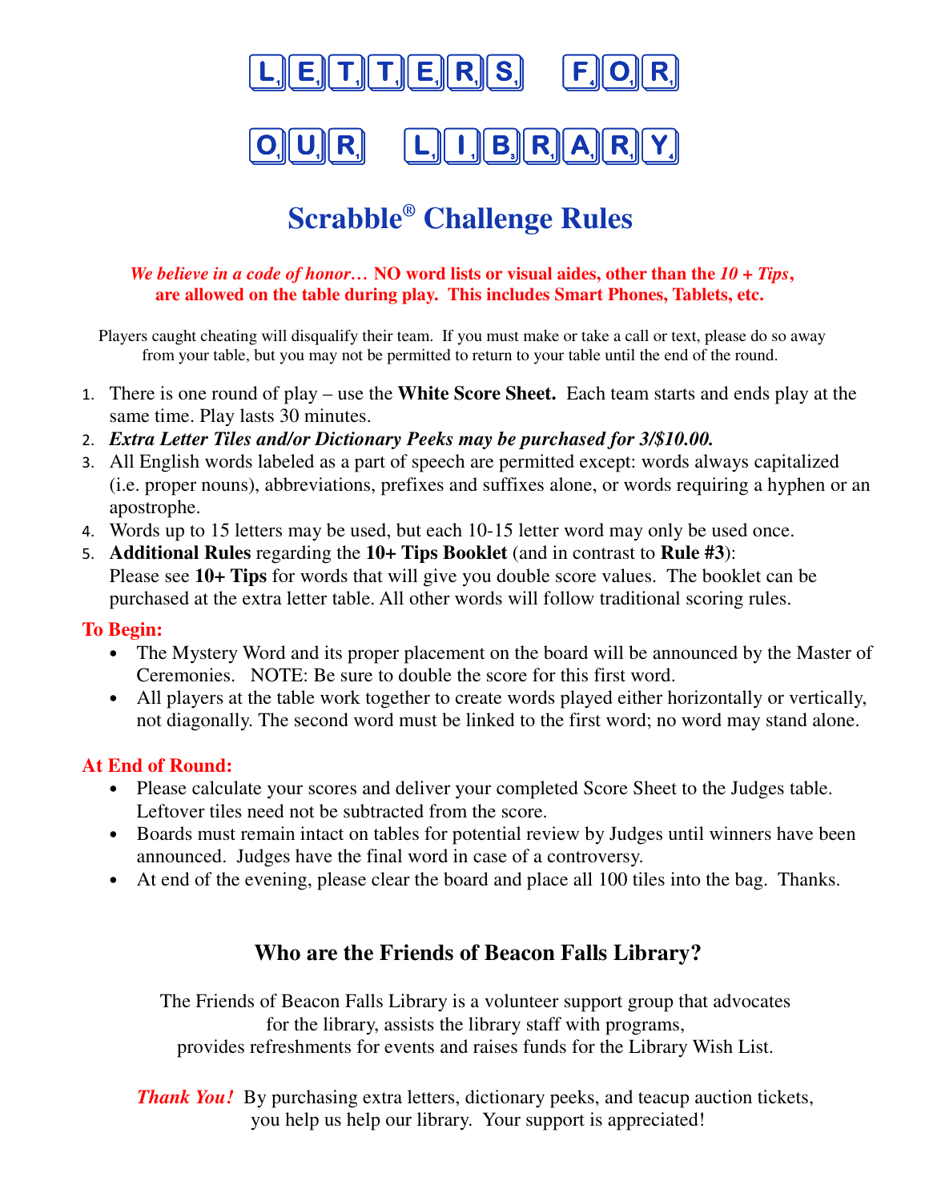# LETTERS FOR OUR LIBRARY

## Scrabble® Challenge Rules

***We believe in a code of honor…* NO word lists or visual aides, other than the *10 + Tips*, are allowed on the table during play. This includes Smart Phones, Tablets, etc.**

Players caught cheating will disqualify their team. If you must make or take a call or text, please do so away from your table, but you may not be permitted to return to your table until the end of the round.

1. There is one round of play – use the **White Score Sheet.** Each team starts and ends play at the same time. Play lasts 30 minutes.
2. ***Extra Letter Tiles and/or Dictionary Peeks may be purchased for 3/$10.00.***
3. All English words labeled as a part of speech are permitted except: words always capitalized (i.e. proper nouns), abbreviations, prefixes and suffixes alone, or words requiring a hyphen or an apostrophe.
4. Words up to 15 letters may be used, but each 10-15 letter word may only be used once.
5. **Additional Rules** regarding the **10+ Tips Booklet** (and in contrast to **Rule #3**): Please see **10+ Tips** for words that will give you double score values. The booklet can be purchased at the extra letter table. All other words will follow traditional scoring rules.

**To Begin:**

- The Mystery Word and its proper placement on the board will be announced by the Master of Ceremonies. NOTE: Be sure to double the score for this first word.
- All players at the table work together to create words played either horizontally or vertically, not diagonally. The second word must be linked to the first word; no word may stand alone.

**At End of Round:**

- Please calculate your scores and deliver your completed Score Sheet to the Judges table. Leftover tiles need not be subtracted from the score.
- Boards must remain intact on tables for potential review by Judges until winners have been announced. Judges have the final word in case of a controversy.
- At end of the evening, please clear the board and place all 100 tiles into the bag. Thanks.

## Who are the Friends of Beacon Falls Library?

The Friends of Beacon Falls Library is a volunteer support group that advocates for the library, assists the library staff with programs, provides refreshments for events and raises funds for the Library Wish List.

***Thank You!*** By purchasing extra letters, dictionary peeks, and teacup auction tickets, you help us help our library. Your support is appreciated!